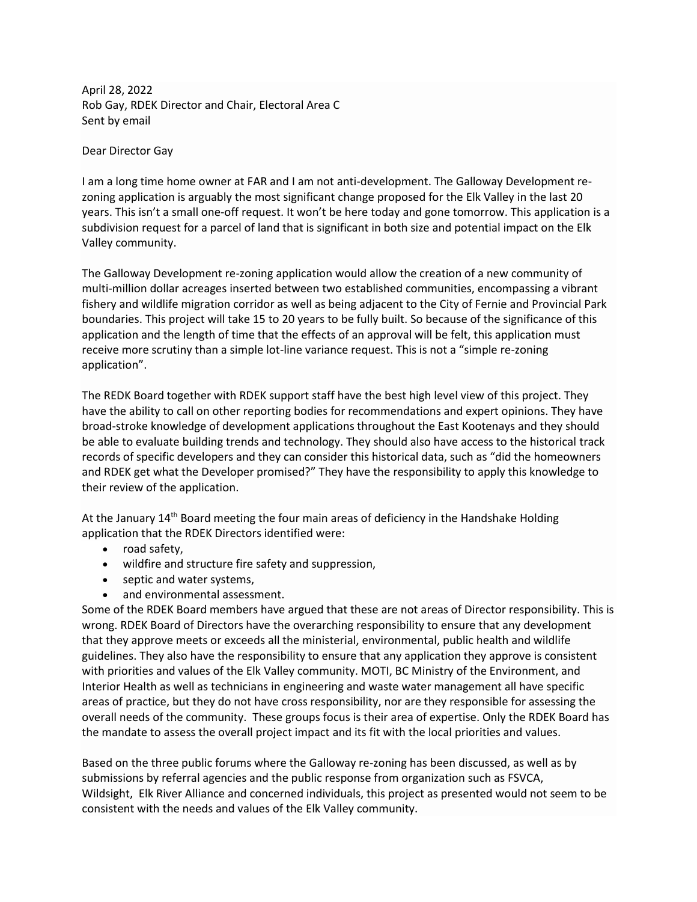April 28, 2022
Rob Gay, RDEK Director and Chair, Electoral Area C
Sent by email

Dear Director Gay

I am a long time home owner at FAR and I am not anti-development. The Galloway Development re-zoning application is arguably the most significant change proposed for the Elk Valley in the last 20 years. This isn't a small one-off request. It won't be here today and gone tomorrow. This application is a subdivision request for a parcel of land that is significant in both size and potential impact on the Elk Valley community.

The Galloway Development re-zoning application would allow the creation of a new community of multi-million dollar acreages inserted between two established communities, encompassing a vibrant fishery and wildlife migration corridor as well as being adjacent to the City of Fernie and Provincial Park boundaries. This project will take 15 to 20 years to be fully built. So because of the significance of this application and the length of time that the effects of an approval will be felt, this application must receive more scrutiny than a simple lot-line variance request. This is not a "simple re-zoning application".

The REDK Board together with RDEK support staff have the best high level view of this project. They have the ability to call on other reporting bodies for recommendations and expert opinions. They have broad-stroke knowledge of development applications throughout the East Kootenays and they should be able to evaluate building trends and technology. They should also have access to the historical track records of specific developers and they can consider this historical data, such as "did the homeowners and RDEK get what the Developer promised?" They have the responsibility to apply this knowledge to their review of the application.

At the January 14th Board meeting the four main areas of deficiency in the Handshake Holding application that the RDEK Directors identified were:

- road safety,
- wildfire and structure fire safety and suppression,
- septic and water systems,
- and environmental assessment.

Some of the RDEK Board members have argued that these are not areas of Director responsibility. This is wrong. RDEK Board of Directors have the overarching responsibility to ensure that any development that they approve meets or exceeds all the ministerial, environmental, public health and wildlife guidelines. They also have the responsibility to ensure that any application they approve is consistent with priorities and values of the Elk Valley community. MOTI, BC Ministry of the Environment, and Interior Health as well as technicians in engineering and waste water management all have specific areas of practice, but they do not have cross responsibility, nor are they responsible for assessing the overall needs of the community. These groups focus is their area of expertise. Only the RDEK Board has the mandate to assess the overall project impact and its fit with the local priorities and values.

Based on the three public forums where the Galloway re-zoning has been discussed, as well as by submissions by referral agencies and the public response from organization such as FSVCA, Wildsight, Elk River Alliance and concerned individuals, this project as presented would not seem to be consistent with the needs and values of the Elk Valley community.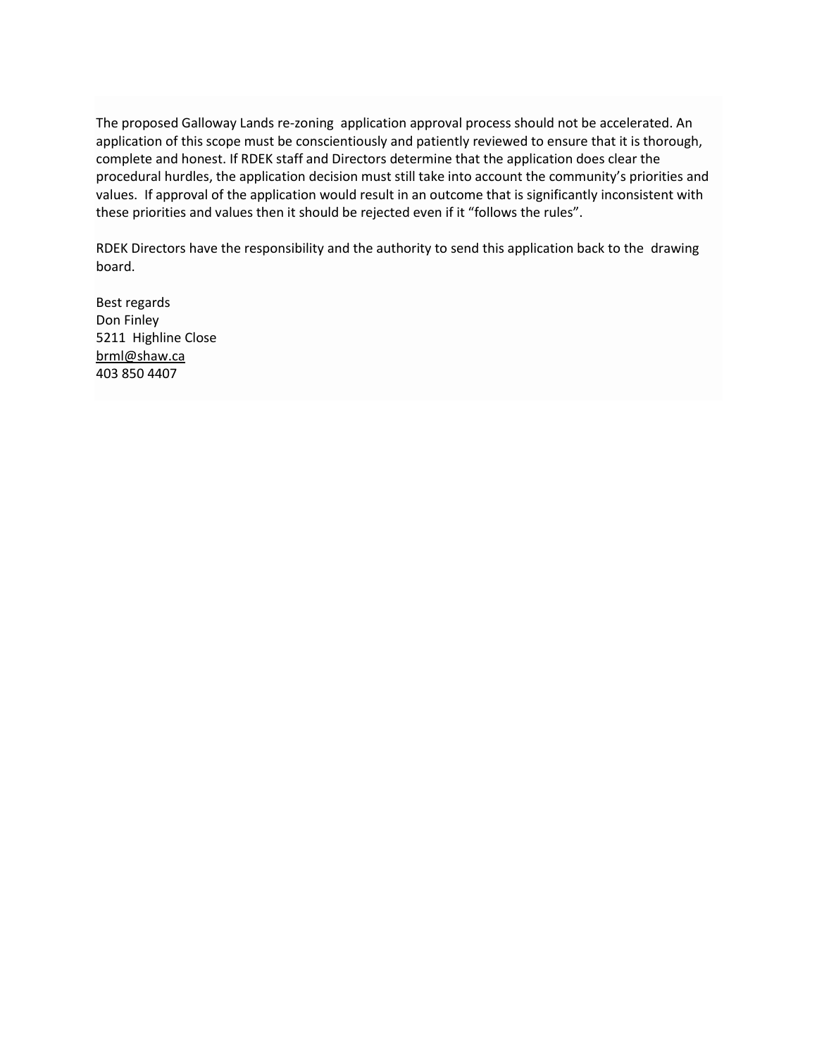The proposed Galloway Lands re-zoning application approval process should not be accelerated. An application of this scope must be conscientiously and patiently reviewed to ensure that it is thorough, complete and honest. If RDEK staff and Directors determine that the application does clear the procedural hurdles, the application decision must still take into account the community's priorities and values. If approval of the application would result in an outcome that is significantly inconsistent with these priorities and values then it should be rejected even if it "follows the rules".

RDEK Directors have the responsibility and the authority to send this application back to the drawing board.

Best regards  
Don Finley  
5211 Highline Close  
brml@shaw.ca  
403 850 4407